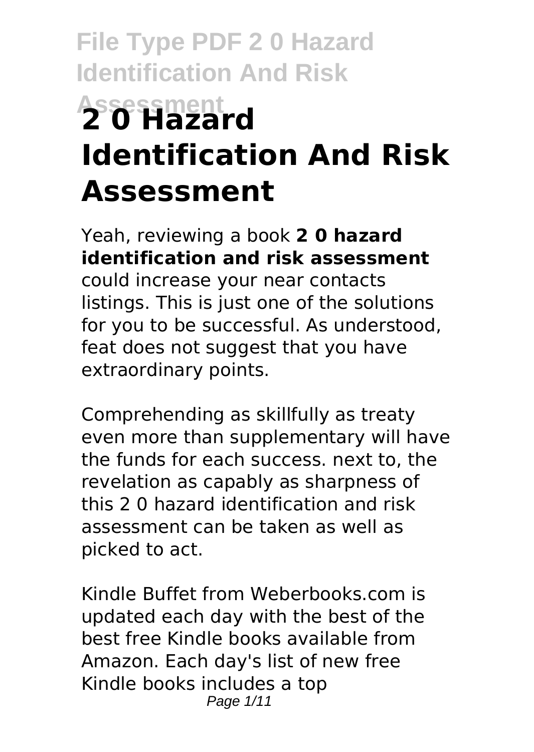# 2 0 Hazard Identification And Risk Assessment

Yeah, reviewing a book **2 0 hazard identification and risk assessment** could increase your near contacts listings. This is just one of the solutions for you to be successful. As understood, feat does not suggest that you have extraordinary points.

Comprehending as skillfully as treaty even more than supplementary will have the funds for each success. next to, the revelation as capably as sharpness of this 2 0 hazard identification and risk assessment can be taken as well as picked to act.

Kindle Buffet from Weberbooks.com is updated each day with the best of the best free Kindle books available from Amazon. Each day's list of new free Kindle books includes a top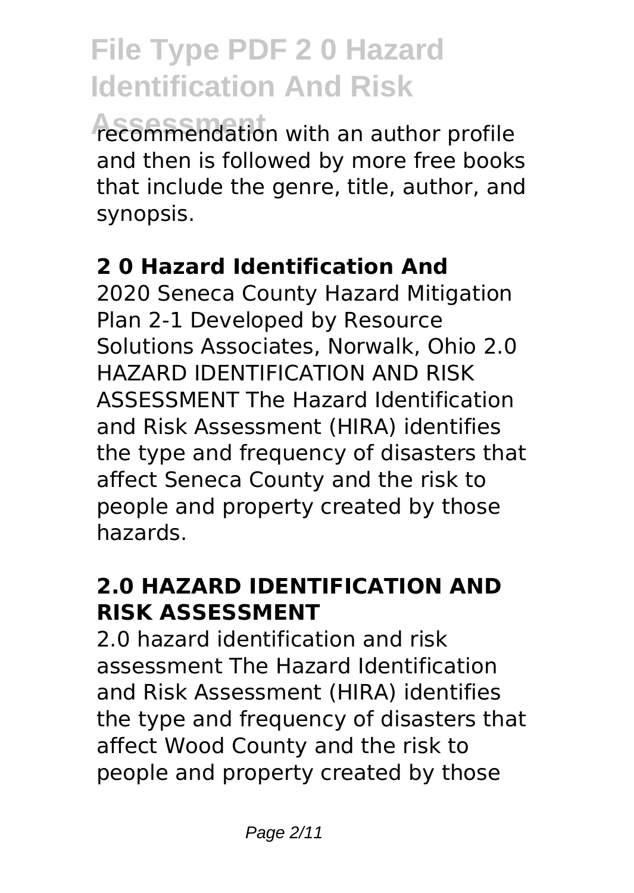recommendation with an author profile and then is followed by more free books that include the genre, title, author, and synopsis.

## 2 0 Hazard Identification And

2020 Seneca County Hazard Mitigation Plan 2-1 Developed by Resource Solutions Associates, Norwalk, Ohio 2.0 HAZARD IDENTIFICATION AND RISK ASSESSMENT The Hazard Identification and Risk Assessment (HIRA) identifies the type and frequency of disasters that affect Seneca County and the risk to people and property created by those hazards.

## 2.0 HAZARD IDENTIFICATION AND RISK ASSESSMENT

2.0 hazard identification and risk assessment The Hazard Identification and Risk Assessment (HIRA) identifies the type and frequency of disasters that affect Wood County and the risk to people and property created by those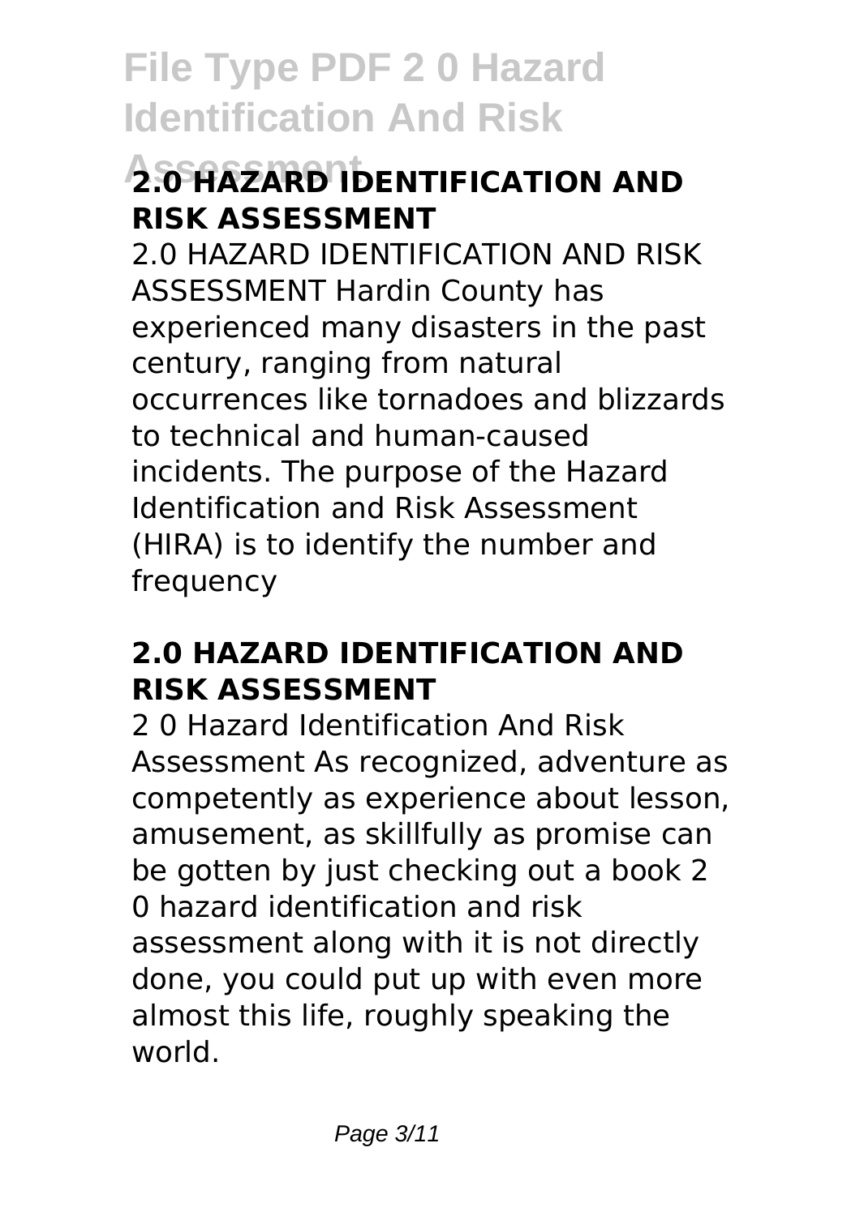## 2.0 HAZARD IDENTIFICATION AND RISK ASSESSMENT

2.0 HAZARD IDENTIFICATION AND RISK ASSESSMENT Hardin County has experienced many disasters in the past century, ranging from natural occurrences like tornadoes and blizzards to technical and human-caused incidents. The purpose of the Hazard Identification and Risk Assessment (HIRA) is to identify the number and frequency

## 2.0 HAZARD IDENTIFICATION AND RISK ASSESSMENT

2 0 Hazard Identification And Risk Assessment As recognized, adventure as competently as experience about lesson, amusement, as skillfully as promise can be gotten by just checking out a book 2 0 hazard identification and risk assessment along with it is not directly done, you could put up with even more almost this life, roughly speaking the world.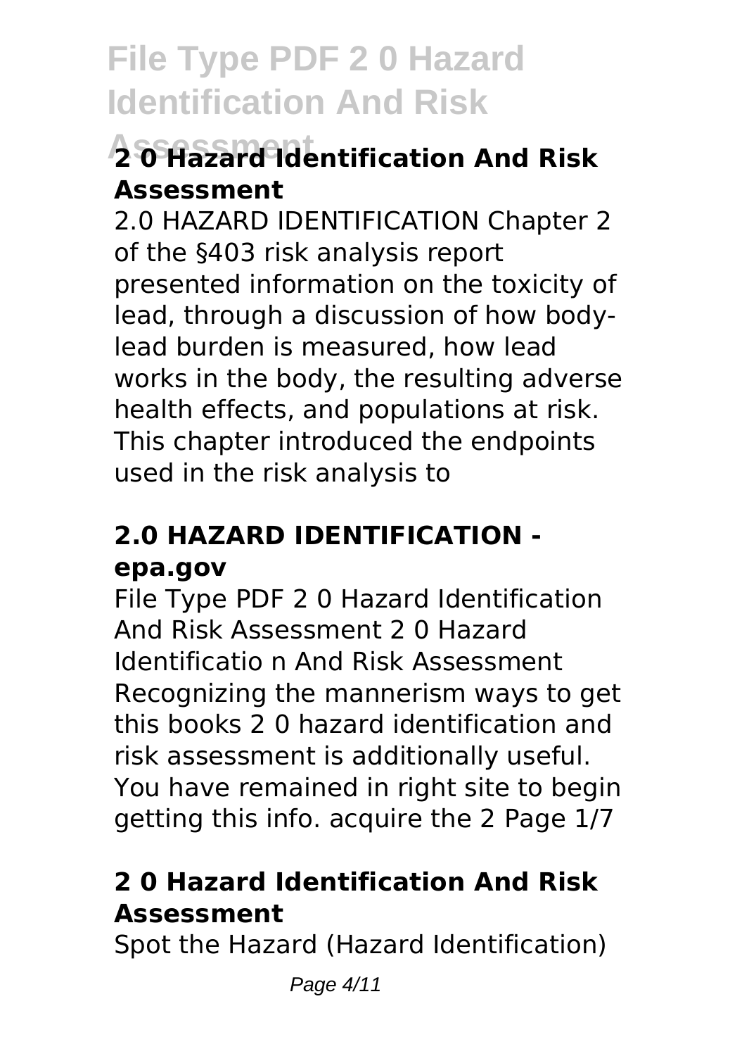## 2 0 Hazard Identification And Risk Assessment

2.0 HAZARD IDENTIFICATION Chapter 2 of the §403 risk analysis report presented information on the toxicity of lead, through a discussion of how body-lead burden is measured, how lead works in the body, the resulting adverse health effects, and populations at risk. This chapter introduced the endpoints used in the risk analysis to

## 2.0 HAZARD IDENTIFICATION - epa.gov

File Type PDF 2 0 Hazard Identification And Risk Assessment 2 0 Hazard Identificatio n And Risk Assessment Recognizing the mannerism ways to get this books 2 0 hazard identification and risk assessment is additionally useful. You have remained in right site to begin getting this info. acquire the 2 Page 1/7

## 2 0 Hazard Identification And Risk Assessment

Spot the Hazard (Hazard Identification)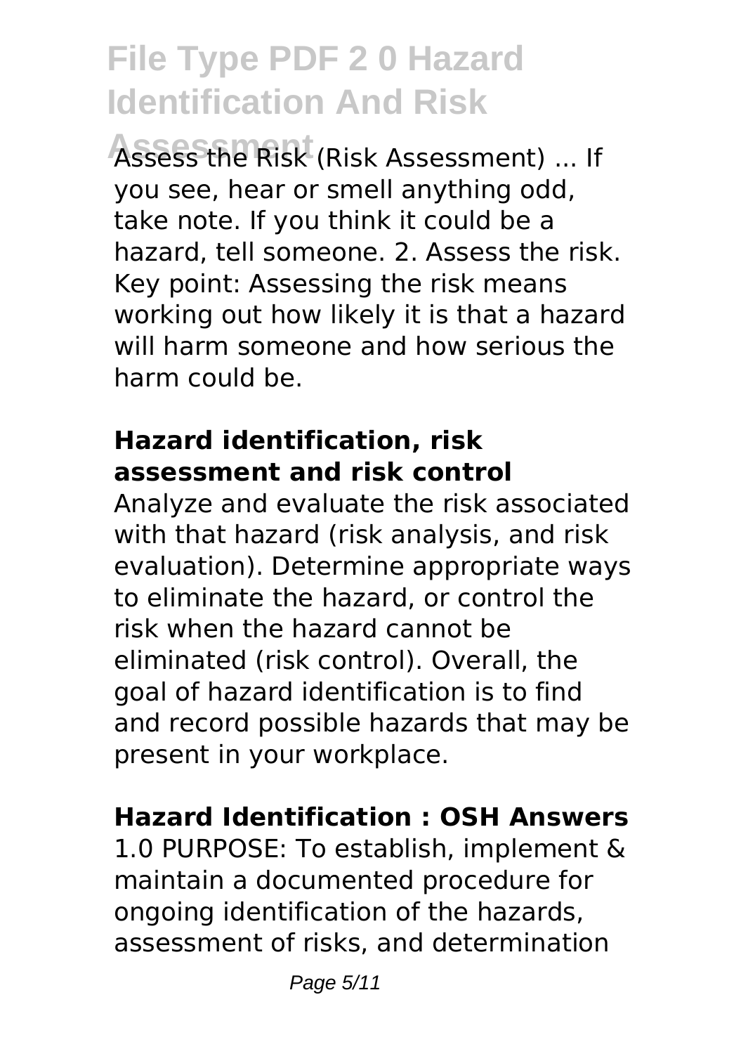Assess the Risk (Risk Assessment) ... If you see, hear or smell anything odd, take note. If you think it could be a hazard, tell someone. 2. Assess the risk. Key point: Assessing the risk means working out how likely it is that a hazard will harm someone and how serious the harm could be.

### Hazard identification, risk assessment and risk control

Analyze and evaluate the risk associated with that hazard (risk analysis, and risk evaluation). Determine appropriate ways to eliminate the hazard, or control the risk when the hazard cannot be eliminated (risk control). Overall, the goal of hazard identification is to find and record possible hazards that may be present in your workplace.

### Hazard Identification : OSH Answers

1.0 PURPOSE: To establish, implement & maintain a documented procedure for ongoing identification of the hazards, assessment of risks, and determination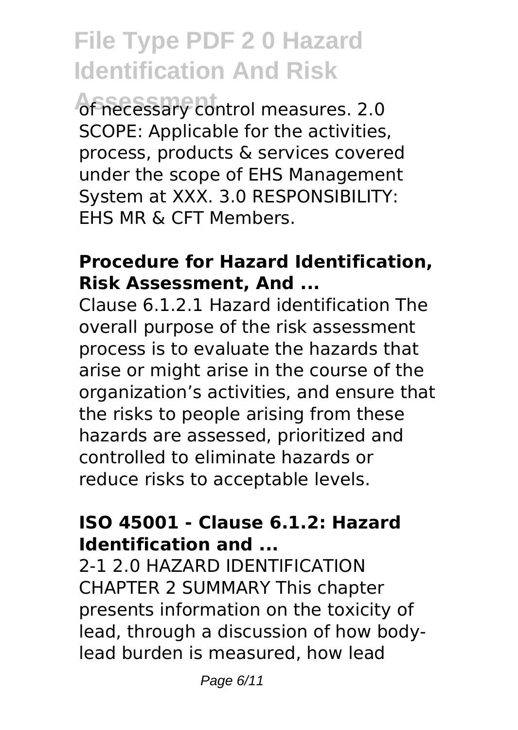of necessary control measures. 2.0 SCOPE: Applicable for the activities, process, products & services covered under the scope of EHS Management System at XXX. 3.0 RESPONSIBILITY: EHS MR & CFT Members.

### Procedure for Hazard Identification, Risk Assessment, And ...

Clause 6.1.2.1 Hazard identification The overall purpose of the risk assessment process is to evaluate the hazards that arise or might arise in the course of the organization's activities, and ensure that the risks to people arising from these hazards are assessed, prioritized and controlled to eliminate hazards or reduce risks to acceptable levels.

### ISO 45001 - Clause 6.1.2: Hazard Identification and ...

2-1 2.0 HAZARD IDENTIFICATION CHAPTER 2 SUMMARY This chapter presents information on the toxicity of lead, through a discussion of how body-lead burden is measured, how lead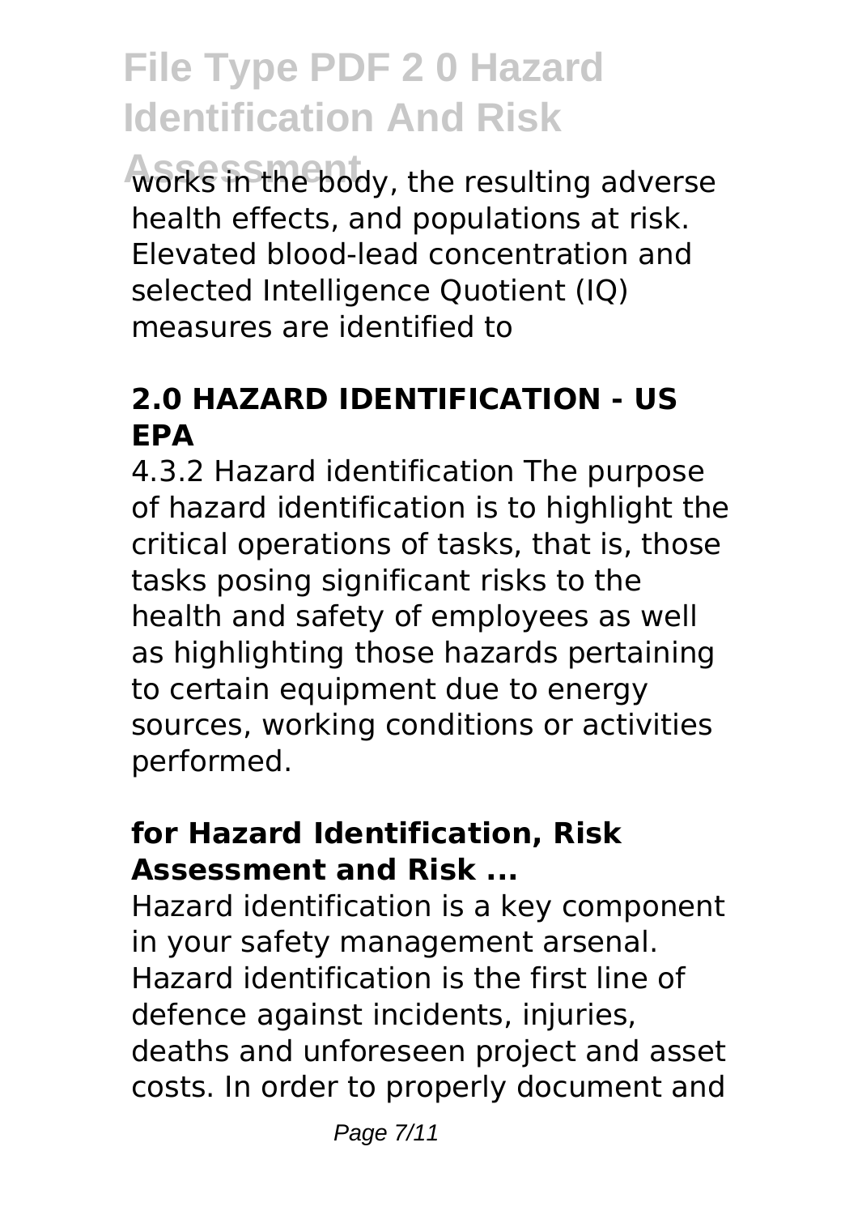works in the body, the resulting adverse health effects, and populations at risk. Elevated blood-lead concentration and selected Intelligence Quotient (IQ) measures are identified to

### 2.0 HAZARD IDENTIFICATION - US EPA

4.3.2 Hazard identification The purpose of hazard identification is to highlight the critical operations of tasks, that is, those tasks posing significant risks to the health and safety of employees as well as highlighting those hazards pertaining to certain equipment due to energy sources, working conditions or activities performed.

### for Hazard Identification, Risk Assessment and Risk ...

Hazard identification is a key component in your safety management arsenal. Hazard identification is the first line of defence against incidents, injuries, deaths and unforeseen project and asset costs. In order to properly document and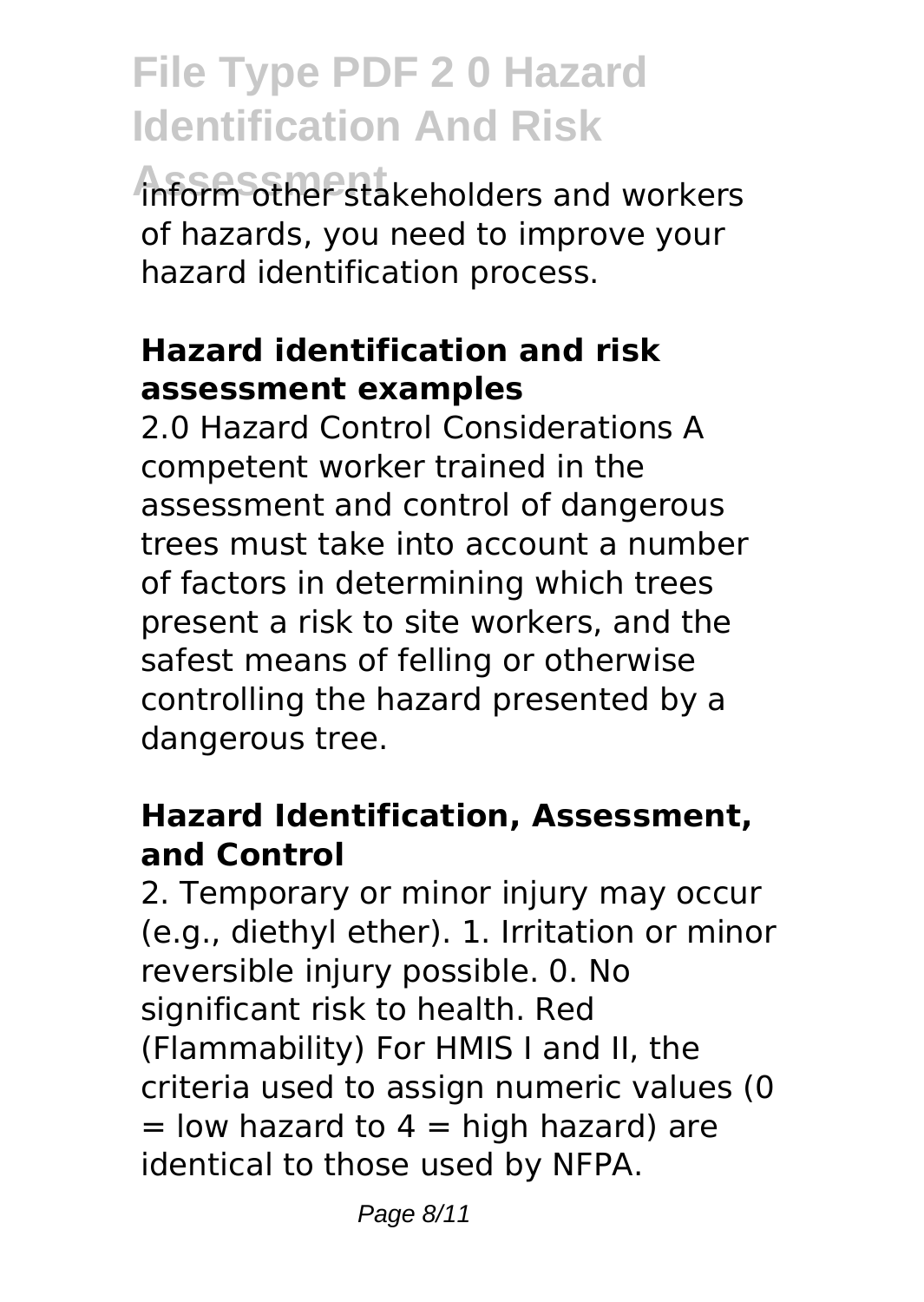inform other stakeholders and workers of hazards, you need to improve your hazard identification process.

### Hazard identification and risk assessment examples

2.0 Hazard Control Considerations A competent worker trained in the assessment and control of dangerous trees must take into account a number of factors in determining which trees present a risk to site workers, and the safest means of felling or otherwise controlling the hazard presented by a dangerous tree.

### Hazard Identification, Assessment, and Control

2. Temporary or minor injury may occur (e.g., diethyl ether). 1. Irritation or minor reversible injury possible. 0. No significant risk to health. Red (Flammability) For HMIS I and II, the criteria used to assign numeric values (0 = low hazard to 4 = high hazard) are identical to those used by NFPA.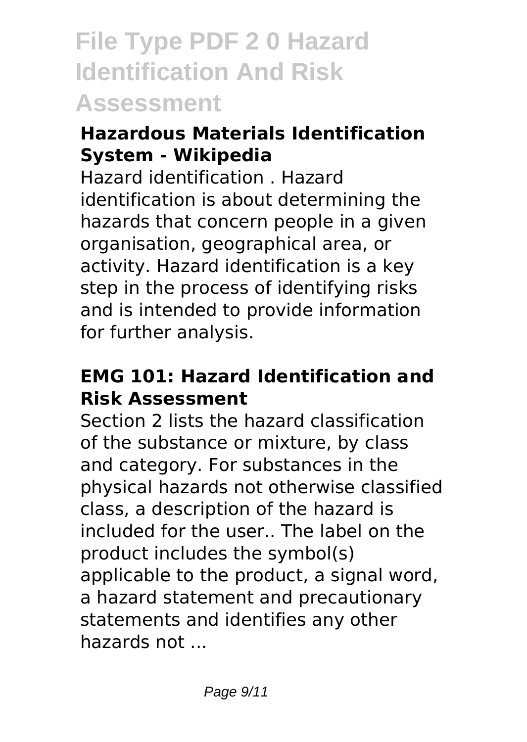### Hazardous Materials Identification System - Wikipedia

Hazard identification . Hazard identification is about determining the hazards that concern people in a given organisation, geographical area, or activity. Hazard identification is a key step in the process of identifying risks and is intended to provide information for further analysis.

### EMG 101: Hazard Identification and Risk Assessment

Section 2 lists the hazard classification of the substance or mixture, by class and category. For substances in the physical hazards not otherwise classified class, a description of the hazard is included for the user.. The label on the product includes the symbol(s) applicable to the product, a signal word, a hazard statement and precautionary statements and identifies any other hazards not ...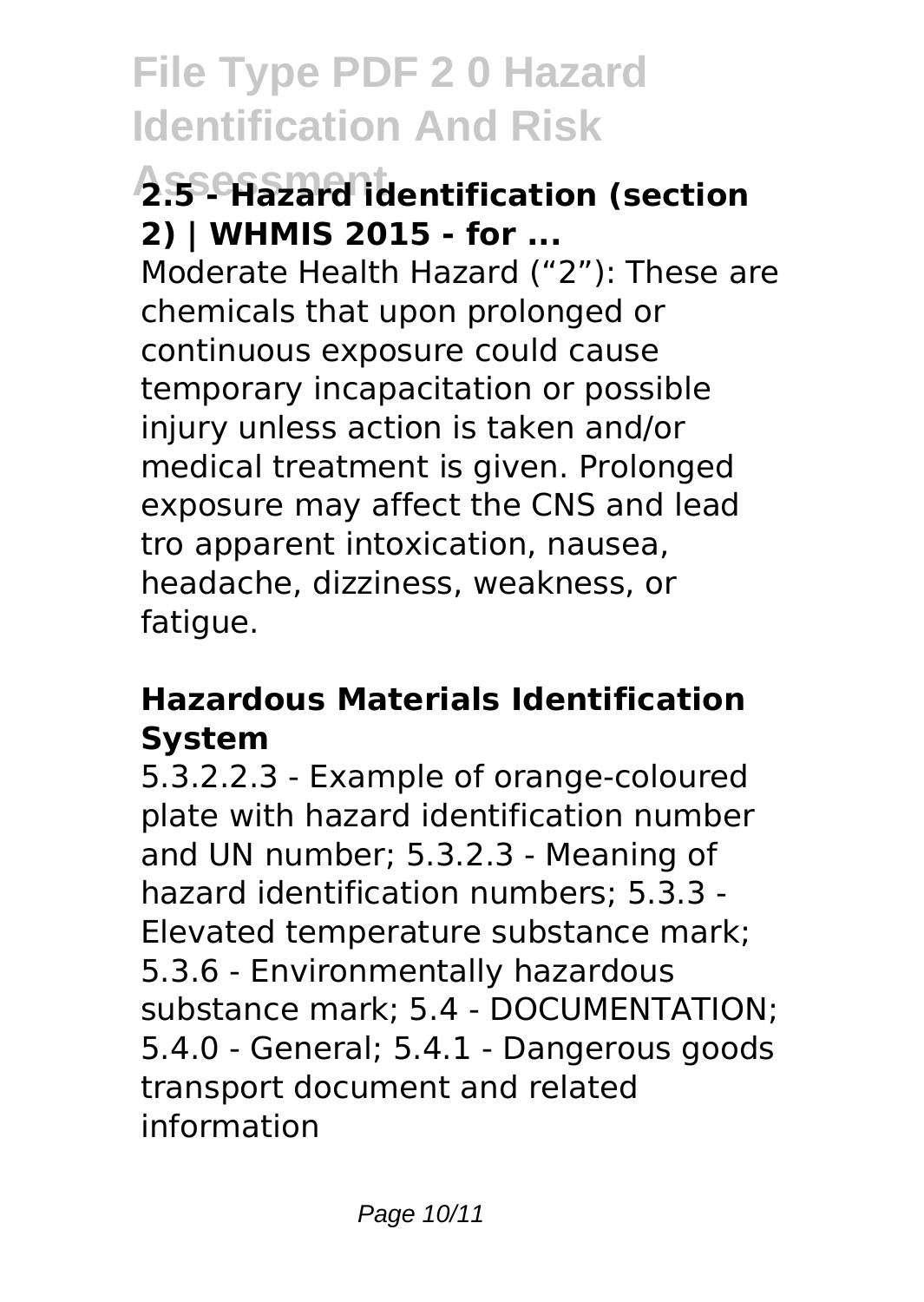### 2.5 - Hazard Identification (section 2) | WHMIS 2015 - for ...

Moderate Health Hazard ("2"): These are chemicals that upon prolonged or continuous exposure could cause temporary incapacitation or possible injury unless action is taken and/or medical treatment is given. Prolonged exposure may affect the CNS and lead tro apparent intoxication, nausea, headache, dizziness, weakness, or fatigue.

### Hazardous Materials Identification System

5.3.2.2.3 - Example of orange-coloured plate with hazard identification number and UN number; 5.3.2.3 - Meaning of hazard identification numbers; 5.3.3 - Elevated temperature substance mark; 5.3.6 - Environmentally hazardous substance mark; 5.4 - DOCUMENTATION; 5.4.0 - General; 5.4.1 - Dangerous goods transport document and related information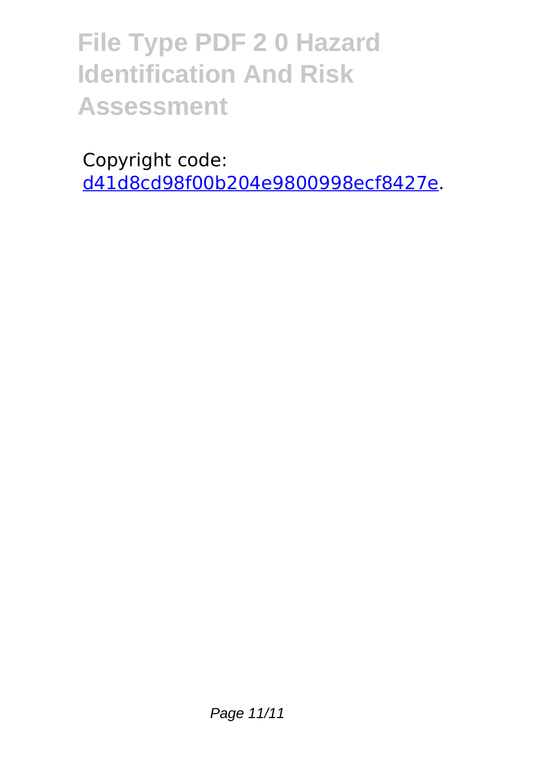Copyright code: [d41d8cd98f00b204e9800998ecf8427e](d41d8cd98f00b204e9800998ecf8427e).